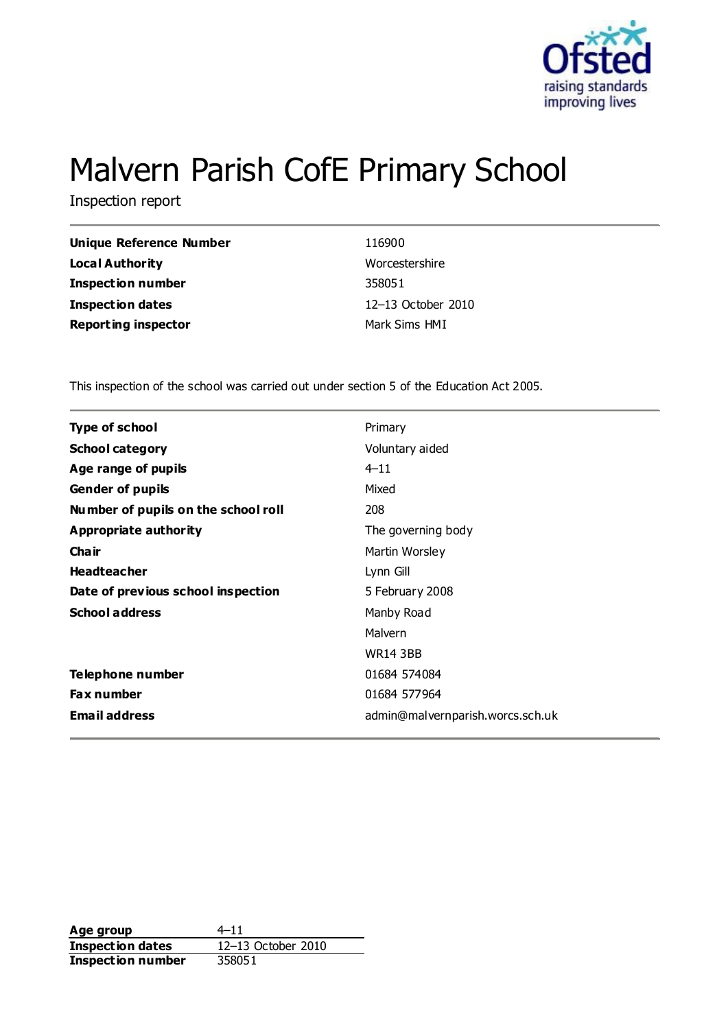# Malvern Parish CofE Primary School

Inspection report

| | |
|---|---|
| **Unique Reference Number** | 116900 |
| **Local Authority** | Worcestershire |
| **Inspection number** | 358051 |
| **Inspection dates** | 12–13 October 2010 |
| **Reporting inspector** | Mark Sims HMI |

This inspection of the school was carried out under section 5 of the Education Act 2005.

| | |
|---|---|
| **Type of school** | Primary |
| **School category** | Voluntary aided |
| **Age range of pupils** | 4–11 |
| **Gender of pupils** | Mixed |
| **Number of pupils on the school roll** | 208 |
| **Appropriate authority** | The governing body |
| **Chair** | Martin Worsley |
| **Headteacher** | Lynn Gill |
| **Date of previous school inspection** | 5 February 2008 |
| **School address** | Manby Road |
| | Malvern |
| | WR14 3BB |
| **Telephone number** | 01684 574084 |
| **Fax number** | 01684 577964 |
| **Email address** | admin@malvernparish.worcs.sch.uk |

| | |
|---|---|
| **Age group** | 4–11 |
| **Inspection dates** | 12–13 October 2010 |
| **Inspection number** | 358051 |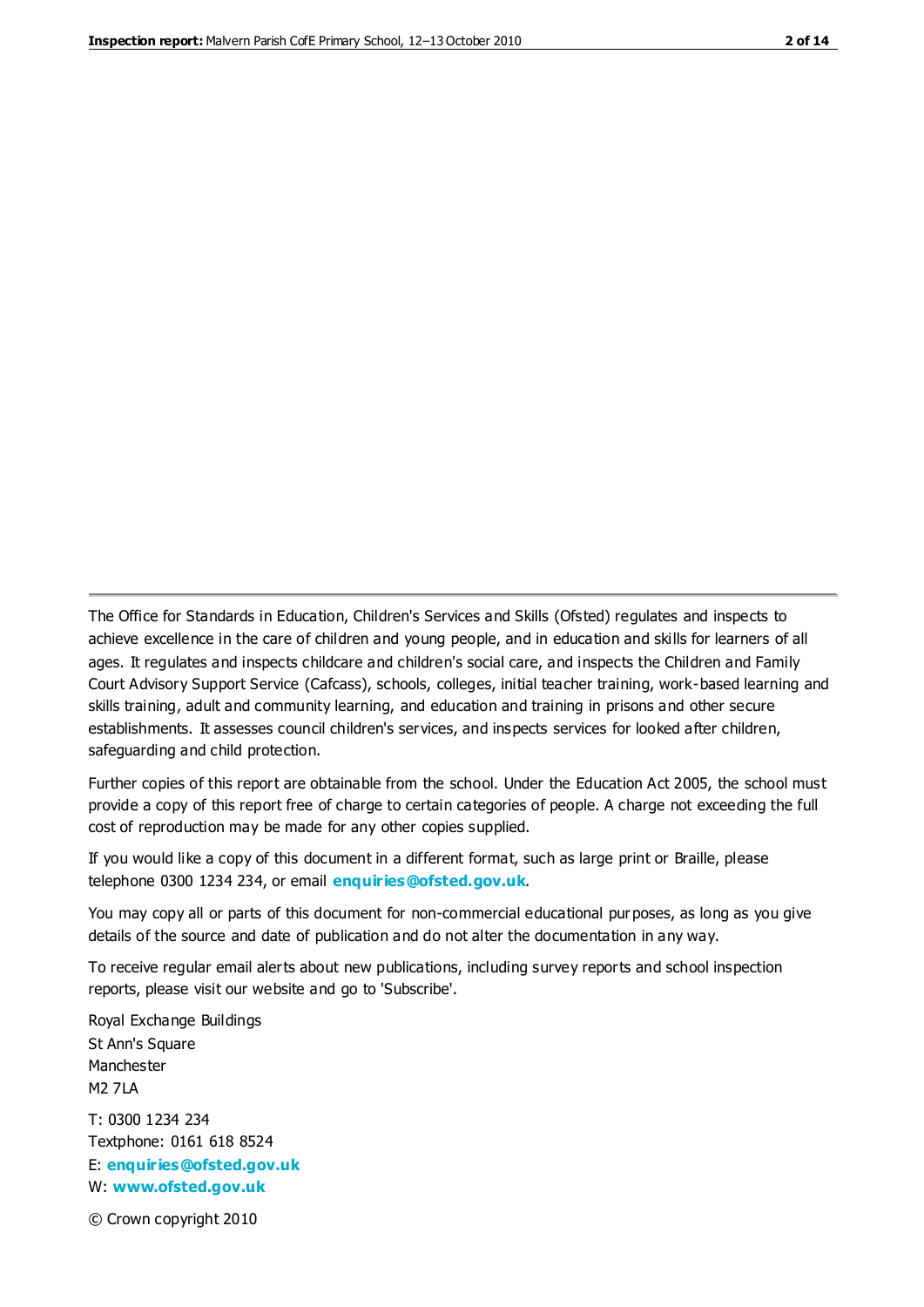The Office for Standards in Education, Children's Services and Skills (Ofsted) regulates and inspects to achieve excellence in the care of children and young people, and in education and skills for learners of all ages. It regulates and inspects childcare and children's social care, and inspects the Children and Family Court Advisory Support Service (Cafcass), schools, colleges, initial teacher training, work-based learning and skills training, adult and community learning, and education and training in prisons and other secure establishments. It assesses council children's services, and inspects services for looked after children, safeguarding and child protection.

Further copies of this report are obtainable from the school. Under the Education Act 2005, the school must provide a copy of this report free of charge to certain categories of people. A charge not exceeding the full cost of reproduction may be made for any other copies supplied.

If you would like a copy of this document in a different format, such as large print or Braille, please telephone 0300 1234 234, or email **enquiries@ofsted.gov.uk**.

You may copy all or parts of this document for non-commercial educational purposes, as long as you give details of the source and date of publication and do not alter the documentation in any way.

To receive regular email alerts about new publications, including survey reports and school inspection reports, please visit our website and go to 'Subscribe'.

Royal Exchange Buildings
St Ann's Square
Manchester
M2 7LA

T: 0300 1234 234
Textphone: 0161 618 8524
E: **enquiries@ofsted.gov.uk**
W: **www.ofsted.gov.uk**

© Crown copyright 2010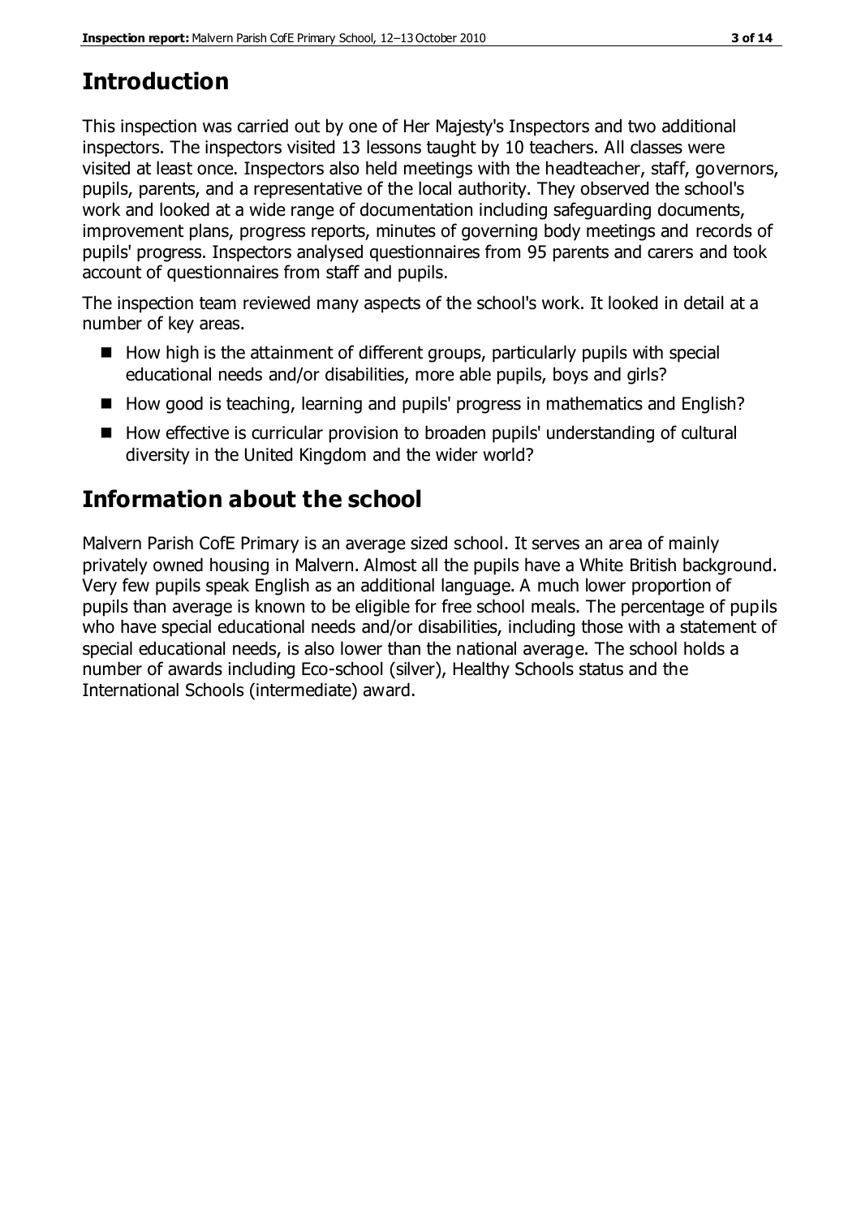## Introduction

This inspection was carried out by one of Her Majesty's Inspectors and two additional inspectors. The inspectors visited 13 lessons taught by 10 teachers. All classes were visited at least once. Inspectors also held meetings with the headteacher, staff, governors, pupils, parents, and a representative of the local authority. They observed the school's work and looked at a wide range of documentation including safeguarding documents, improvement plans, progress reports, minutes of governing body meetings and records of pupils' progress. Inspectors analysed questionnaires from 95 parents and carers and took account of questionnaires from staff and pupils.

The inspection team reviewed many aspects of the school's work. It looked in detail at a number of key areas.

- How high is the attainment of different groups, particularly pupils with special educational needs and/or disabilities, more able pupils, boys and girls?
- How good is teaching, learning and pupils' progress in mathematics and English?
- How effective is curricular provision to broaden pupils' understanding of cultural diversity in the United Kingdom and the wider world?

## Information about the school

Malvern Parish CofE Primary is an average sized school. It serves an area of mainly privately owned housing in Malvern. Almost all the pupils have a White British background. Very few pupils speak English as an additional language. A much lower proportion of pupils than average is known to be eligible for free school meals. The percentage of pupils who have special educational needs and/or disabilities, including those with a statement of special educational needs, is also lower than the national average. The school holds a number of awards including Eco-school (silver), Healthy Schools status and the International Schools (intermediate) award.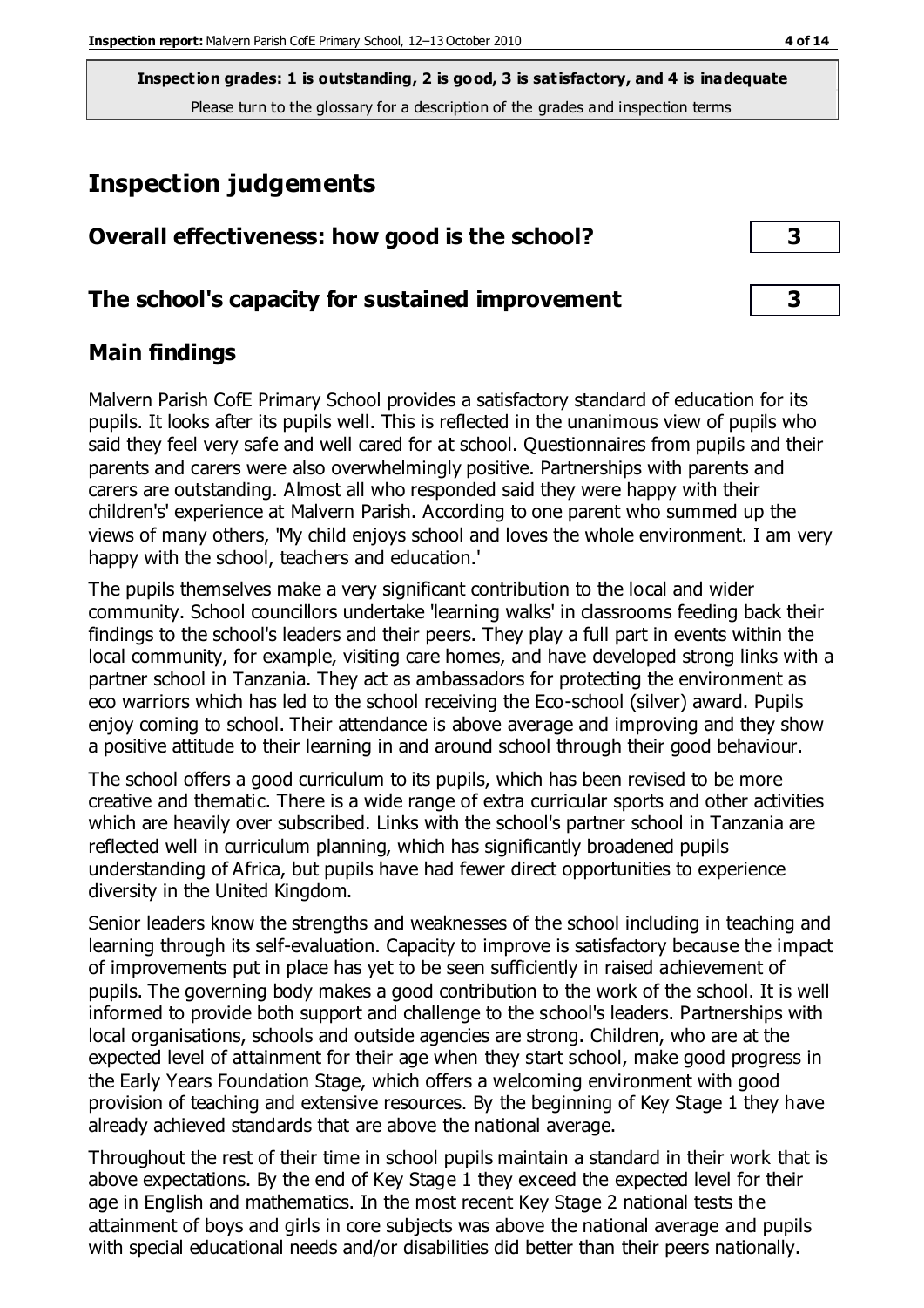**Inspection grades: 1 is outstanding, 2 is good, 3 is satisfactory, and 4 is inadequate**
Please turn to the glossary for a description of the grades and inspection terms

# Inspection judgements

| Overall effectiveness: how good is the school? | 3 |
|---|---|
| **The school's capacity for sustained improvement** | **3** |

## Main findings

Malvern Parish CofE Primary School provides a satisfactory standard of education for its pupils. It looks after its pupils well. This is reflected in the unanimous view of pupils who said they feel very safe and well cared for at school. Questionnaires from pupils and their parents and carers were also overwhelmingly positive. Partnerships with parents and carers are outstanding. Almost all who responded said they were happy with their children's' experience at Malvern Parish. According to one parent who summed up the views of many others, 'My child enjoys school and loves the whole environment. I am very happy with the school, teachers and education.'

The pupils themselves make a very significant contribution to the local and wider community. School councillors undertake 'learning walks' in classrooms feeding back their findings to the school's leaders and their peers. They play a full part in events within the local community, for example, visiting care homes, and have developed strong links with a partner school in Tanzania. They act as ambassadors for protecting the environment as eco warriors which has led to the school receiving the Eco-school (silver) award. Pupils enjoy coming to school. Their attendance is above average and improving and they show a positive attitude to their learning in and around school through their good behaviour.

The school offers a good curriculum to its pupils, which has been revised to be more creative and thematic. There is a wide range of extra curricular sports and other activities which are heavily over subscribed. Links with the school's partner school in Tanzania are reflected well in curriculum planning, which has significantly broadened pupils understanding of Africa, but pupils have had fewer direct opportunities to experience diversity in the United Kingdom.

Senior leaders know the strengths and weaknesses of the school including in teaching and learning through its self-evaluation. Capacity to improve is satisfactory because the impact of improvements put in place has yet to be seen sufficiently in raised achievement of pupils. The governing body makes a good contribution to the work of the school. It is well informed to provide both support and challenge to the school's leaders. Partnerships with local organisations, schools and outside agencies are strong. Children, who are at the expected level of attainment for their age when they start school, make good progress in the Early Years Foundation Stage, which offers a welcoming environment with good provision of teaching and extensive resources. By the beginning of Key Stage 1 they have already achieved standards that are above the national average.

Throughout the rest of their time in school pupils maintain a standard in their work that is above expectations. By the end of Key Stage 1 they exceed the expected level for their age in English and mathematics. In the most recent Key Stage 2 national tests the attainment of boys and girls in core subjects was above the national average and pupils with special educational needs and/or disabilities did better than their peers nationally.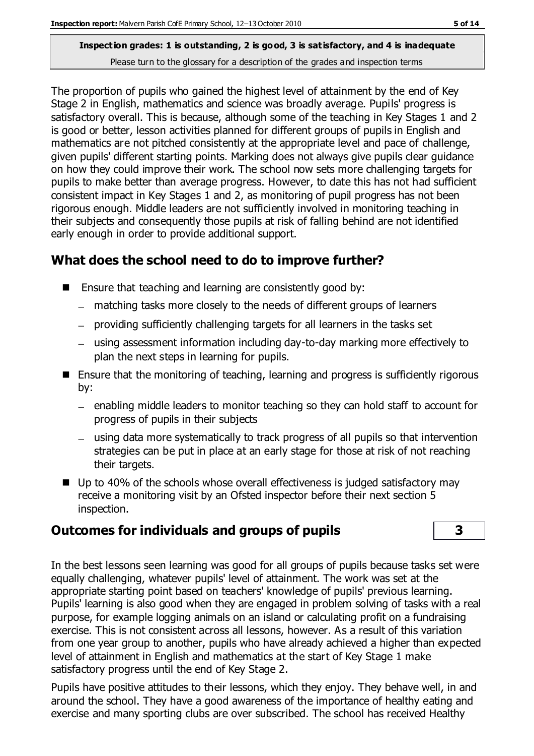**Inspection grades: 1 is outstanding, 2 is good, 3 is satisfactory, and 4 is inadequate**
Please turn to the glossary for a description of the grades and inspection terms

The proportion of pupils who gained the highest level of attainment by the end of Key Stage 2 in English, mathematics and science was broadly average. Pupils' progress is satisfactory overall. This is because, although some of the teaching in Key Stages 1 and 2 is good or better, lesson activities planned for different groups of pupils in English and mathematics are not pitched consistently at the appropriate level and pace of challenge, given pupils' different starting points. Marking does not always give pupils clear guidance on how they could improve their work. The school now sets more challenging targets for pupils to make better than average progress. However, to date this has not had sufficient consistent impact in Key Stages 1 and 2, as monitoring of pupil progress has not been rigorous enough. Middle leaders are not sufficiently involved in monitoring teaching in their subjects and consequently those pupils at risk of falling behind are not identified early enough in order to provide additional support.

## What does the school need to do to improve further?

- Ensure that teaching and learning are consistently good by:
  - matching tasks more closely to the needs of different groups of learners
  - providing sufficiently challenging targets for all learners in the tasks set
  - using assessment information including day-to-day marking more effectively to plan the next steps in learning for pupils.
- Ensure that the monitoring of teaching, learning and progress is sufficiently rigorous by:
  - enabling middle leaders to monitor teaching so they can hold staff to account for progress of pupils in their subjects
  - using data more systematically to track progress of all pupils so that intervention strategies can be put in place at an early stage for those at risk of not reaching their targets.
- Up to 40% of the schools whose overall effectiveness is judged satisfactory may receive a monitoring visit by an Ofsted inspector before their next section 5 inspection.

## Outcomes for individuals and groups of pupils — 3

In the best lessons seen learning was good for all groups of pupils because tasks set were equally challenging, whatever pupils' level of attainment. The work was set at the appropriate starting point based on teachers' knowledge of pupils' previous learning. Pupils' learning is also good when they are engaged in problem solving of tasks with a real purpose, for example logging animals on an island or calculating profit on a fundraising exercise. This is not consistent across all lessons, however. As a result of this variation from one year group to another, pupils who have already achieved a higher than expected level of attainment in English and mathematics at the start of Key Stage 1 make satisfactory progress until the end of Key Stage 2.

Pupils have positive attitudes to their lessons, which they enjoy. They behave well, in and around the school. They have a good awareness of the importance of healthy eating and exercise and many sporting clubs are over subscribed. The school has received Healthy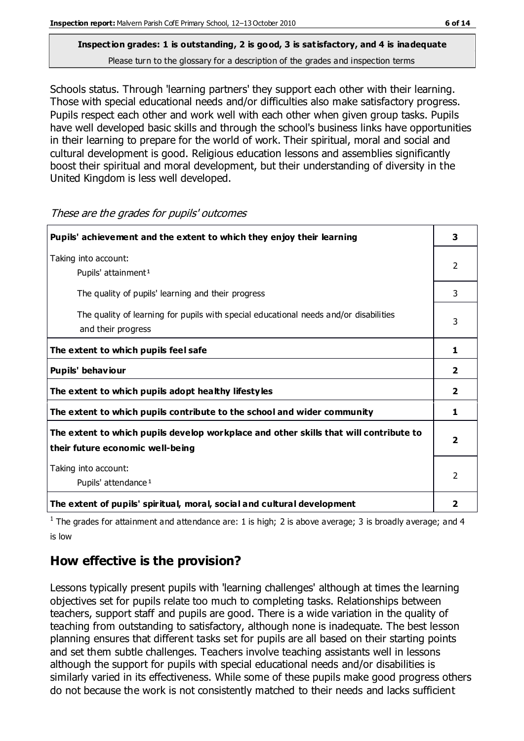**Inspection grades: 1 is outstanding, 2 is good, 3 is satisfactory, and 4 is inadequate**
Please turn to the glossary for a description of the grades and inspection terms

Schools status. Through 'learning partners' they support each other with their learning. Those with special educational needs and/or difficulties also make satisfactory progress. Pupils respect each other and work well with each other when given group tasks. Pupils have well developed basic skills and through the school's business links have opportunities in their learning to prepare for the world of work. Their spiritual, moral and social and cultural development is good. Religious education lessons and assemblies significantly boost their spiritual and moral development, but their understanding of diversity in the United Kingdom is less well developed.

*These are the grades for pupils' outcomes*

| | |
|---|---|
| **Pupils' achievement and the extent to which they enjoy their learning** | **3** |
| Taking into account: Pupils' attainment[1] | 2 |
| The quality of pupils' learning and their progress | 3 |
| The quality of learning for pupils with special educational needs and/or disabilities and their progress | 3 |
| **The extent to which pupils feel safe** | **1** |
| **Pupils' behaviour** | **2** |
| **The extent to which pupils adopt healthy lifestyles** | **2** |
| **The extent to which pupils contribute to the school and wider community** | **1** |
| **The extent to which pupils develop workplace and other skills that will contribute to their future economic well-being** | **2** |
| Taking into account: Pupils' attendance[1] | 2 |
| **The extent of pupils' spiritual, moral, social and cultural development** | **2** |

[1] The grades for attainment and attendance are: 1 is high; 2 is above average; 3 is broadly average; and 4 is low

## How effective is the provision?

Lessons typically present pupils with 'learning challenges' although at times the learning objectives set for pupils relate too much to completing tasks. Relationships between teachers, support staff and pupils are good. There is a wide variation in the quality of teaching from outstanding to satisfactory, although none is inadequate. The best lesson planning ensures that different tasks set for pupils are all based on their starting points and set them subtle challenges. Teachers involve teaching assistants well in lessons although the support for pupils with special educational needs and/or disabilities is similarly varied in its effectiveness. While some of these pupils make good progress others do not because the work is not consistently matched to their needs and lacks sufficient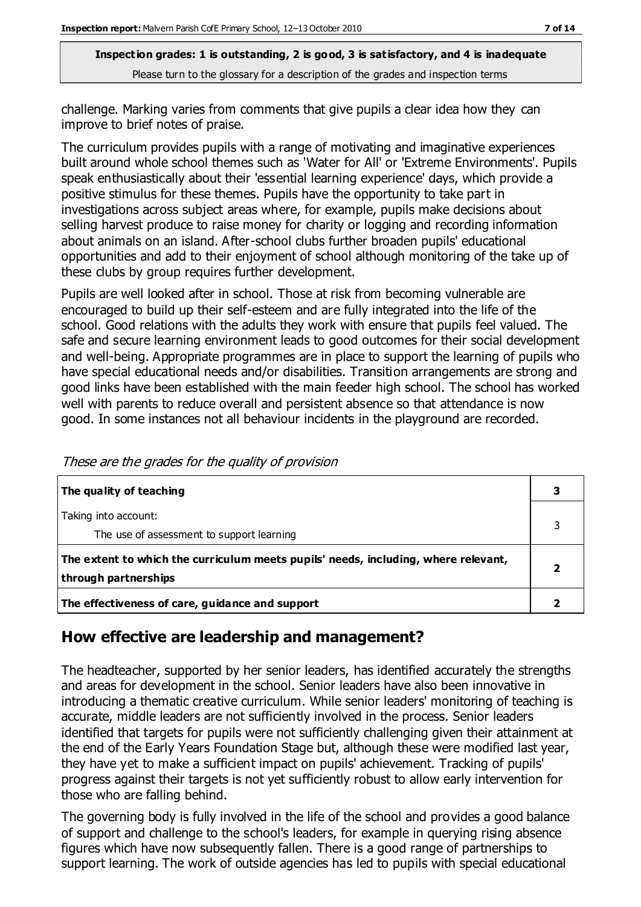challenge. Marking varies from comments that give pupils a clear idea how they can improve to brief notes of praise.

The curriculum provides pupils with a range of motivating and imaginative experiences built around whole school themes such as 'Water for All' or 'Extreme Environments'. Pupils speak enthusiastically about their 'essential learning experience' days, which provide a positive stimulus for these themes. Pupils have the opportunity to take part in investigations across subject areas where, for example, pupils make decisions about selling harvest produce to raise money for charity or logging and recording information about animals on an island. After-school clubs further broaden pupils' educational opportunities and add to their enjoyment of school although monitoring of the take up of these clubs by group requires further development.

Pupils are well looked after in school. Those at risk from becoming vulnerable are encouraged to build up their self-esteem and are fully integrated into the life of the school. Good relations with the adults they work with ensure that pupils feel valued. The safe and secure learning environment leads to good outcomes for their social development and well-being. Appropriate programmes are in place to support the learning of pupils who have special educational needs and/or disabilities. Transition arrangements are strong and good links have been established with the main feeder high school. The school has worked well with parents to reduce overall and persistent absence so that attendance is now good. In some instances not all behaviour incidents in the playground are recorded.

*These are the grades for the quality of provision*

| | |
|---|---|
| **The quality of teaching** | **3** |
| Taking into account: The use of assessment to support learning | 3 |
| **The extent to which the curriculum meets pupils' needs, including, where relevant, through partnerships** | **2** |
| **The effectiveness of care, guidance and support** | **2** |

## How effective are leadership and management?

The headteacher, supported by her senior leaders, has identified accurately the strengths and areas for development in the school. Senior leaders have also been innovative in introducing a thematic creative curriculum. While senior leaders' monitoring of teaching is accurate, middle leaders are not sufficiently involved in the process. Senior leaders identified that targets for pupils were not sufficiently challenging given their attainment at the end of the Early Years Foundation Stage but, although these were modified last year, they have yet to make a sufficient impact on pupils' achievement. Tracking of pupils' progress against their targets is not yet sufficiently robust to allow early intervention for those who are falling behind.

The governing body is fully involved in the life of the school and provides a good balance of support and challenge to the school's leaders, for example in querying rising absence figures which have now subsequently fallen. There is a good range of partnerships to support learning. The work of outside agencies has led to pupils with special educational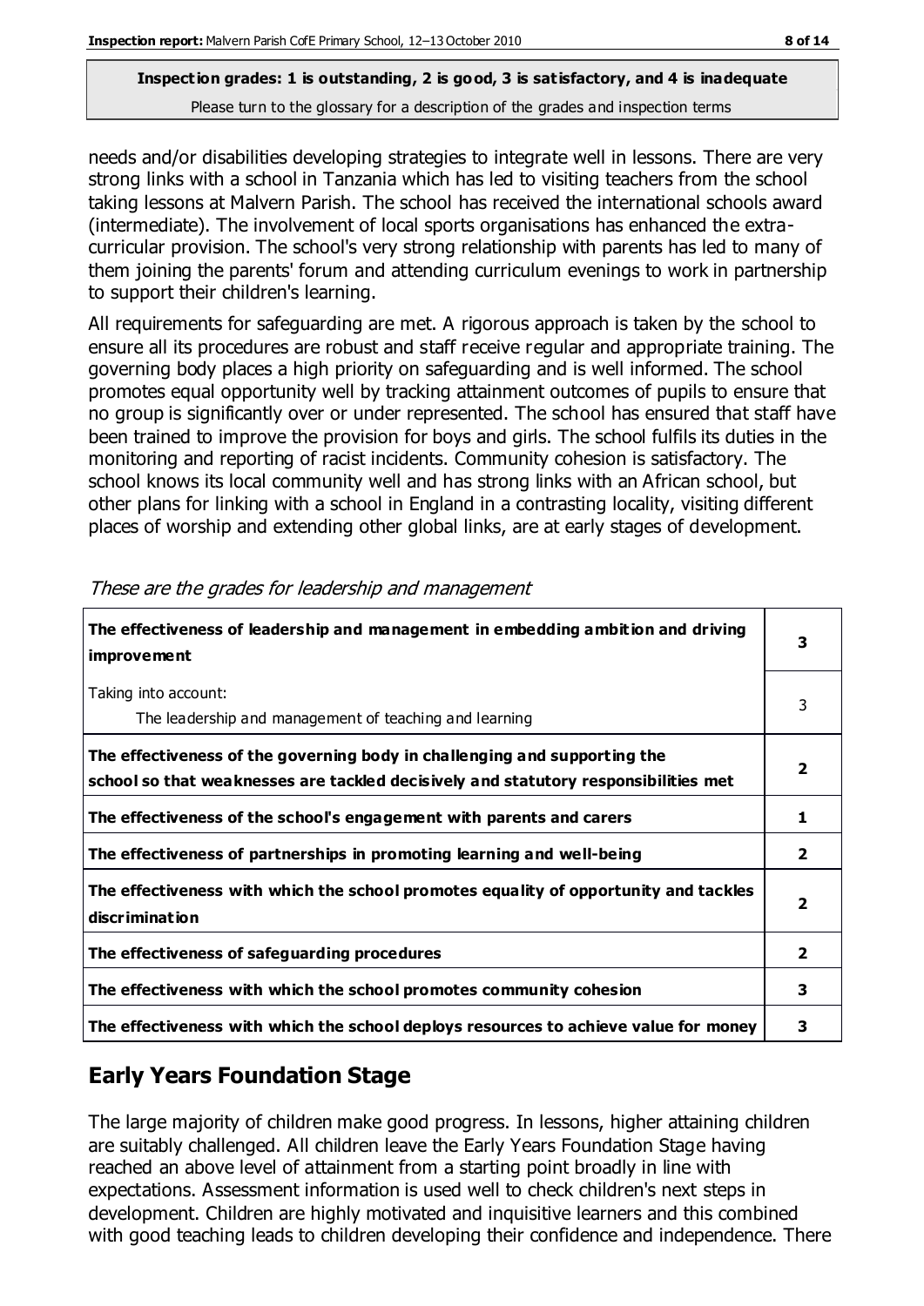**Inspection grades: 1 is outstanding, 2 is good, 3 is satisfactory, and 4 is inadequate**
Please turn to the glossary for a description of the grades and inspection terms

needs and/or disabilities developing strategies to integrate well in lessons. There are very strong links with a school in Tanzania which has led to visiting teachers from the school taking lessons at Malvern Parish. The school has received the international schools award (intermediate). The involvement of local sports organisations has enhanced the extra-curricular provision. The school's very strong relationship with parents has led to many of them joining the parents' forum and attending curriculum evenings to work in partnership to support their children's learning.

All requirements for safeguarding are met. A rigorous approach is taken by the school to ensure all its procedures are robust and staff receive regular and appropriate training. The governing body places a high priority on safeguarding and is well informed. The school promotes equal opportunity well by tracking attainment outcomes of pupils to ensure that no group is significantly over or under represented. The school has ensured that staff have been trained to improve the provision for boys and girls. The school fulfils its duties in the monitoring and reporting of racist incidents. Community cohesion is satisfactory. The school knows its local community well and has strong links with an African school, but other plans for linking with a school in England in a contrasting locality, visiting different places of worship and extending other global links, are at early stages of development.

*These are the grades for leadership and management*

| | |
|---|---|
| **The effectiveness of leadership and management in embedding ambition and driving improvement** | **3** |
| Taking into account:<br>The leadership and management of teaching and learning | 3 |
| **The effectiveness of the governing body in challenging and supporting the school so that weaknesses are tackled decisively and statutory responsibilities met** | **2** |
| **The effectiveness of the school's engagement with parents and carers** | **1** |
| **The effectiveness of partnerships in promoting learning and well-being** | **2** |
| **The effectiveness with which the school promotes equality of opportunity and tackles discrimination** | **2** |
| **The effectiveness of safeguarding procedures** | **2** |
| **The effectiveness with which the school promotes community cohesion** | **3** |
| **The effectiveness with which the school deploys resources to achieve value for money** | **3** |

## Early Years Foundation Stage

The large majority of children make good progress. In lessons, higher attaining children are suitably challenged. All children leave the Early Years Foundation Stage having reached an above level of attainment from a starting point broadly in line with expectations. Assessment information is used well to check children's next steps in development. Children are highly motivated and inquisitive learners and this combined with good teaching leads to children developing their confidence and independence. There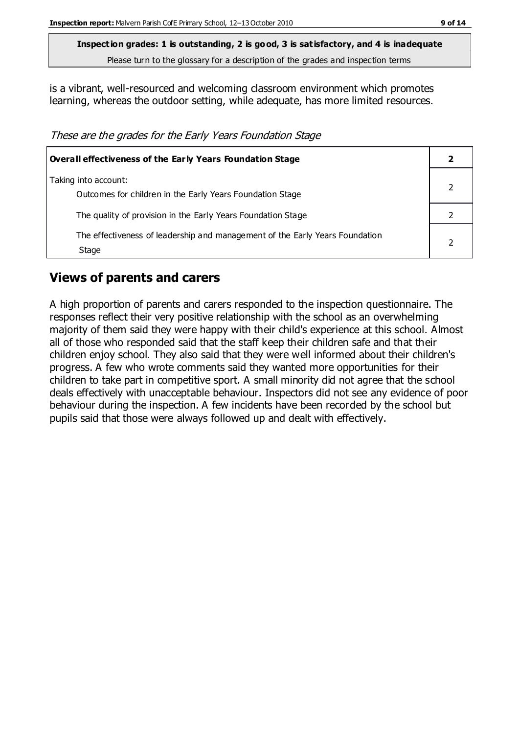**Inspection grades: 1 is outstanding, 2 is good, 3 is satisfactory, and 4 is inadequate**
Please turn to the glossary for a description of the grades and inspection terms

is a vibrant, well-resourced and welcoming classroom environment which promotes learning, whereas the outdoor setting, while adequate, has more limited resources.

*These are the grades for the Early Years Foundation Stage*

| **Overall effectiveness of the Early Years Foundation Stage** | **2** |
|---|---|
| Taking into account:<br>Outcomes for children in the Early Years Foundation Stage | 2 |
| The quality of provision in the Early Years Foundation Stage | 2 |
| The effectiveness of leadership and management of the Early Years Foundation Stage | 2 |

## Views of parents and carers

A high proportion of parents and carers responded to the inspection questionnaire. The responses reflect their very positive relationship with the school as an overwhelming majority of them said they were happy with their child's experience at this school. Almost all of those who responded said that the staff keep their children safe and that their children enjoy school. They also said that they were well informed about their children's progress. A few who wrote comments said they wanted more opportunities for their children to take part in competitive sport. A small minority did not agree that the school deals effectively with unacceptable behaviour. Inspectors did not see any evidence of poor behaviour during the inspection. A few incidents have been recorded by the school but pupils said that those were always followed up and dealt with effectively.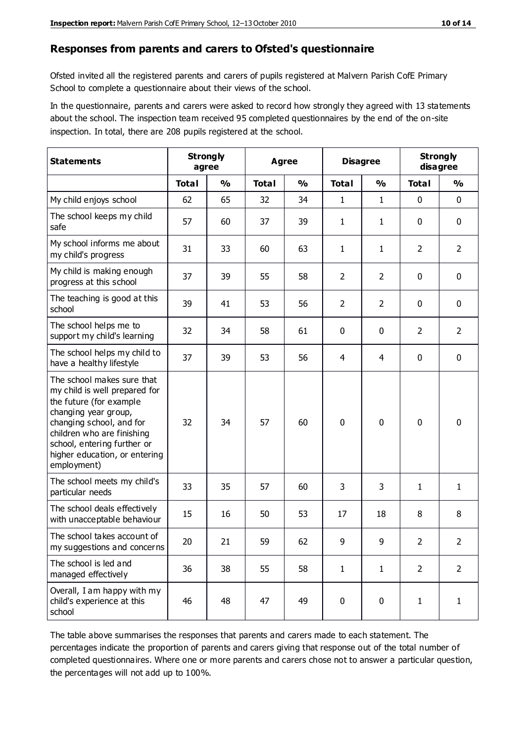## Responses from parents and carers to Ofsted's questionnaire

Ofsted invited all the registered parents and carers of pupils registered at Malvern Parish CofE Primary School to complete a questionnaire about their views of the school.

In the questionnaire, parents and carers were asked to record how strongly they agreed with 13 statements about the school. The inspection team received 95 completed questionnaires by the end of the on-site inspection. In total, there are 208 pupils registered at the school.

| Statements | Strongly agree | | Agree | | Disagree | | Strongly disagree | |
|---|---|---|---|---|---|---|---|---|
| | Total | % | Total | % | Total | % | Total | % |
| My child enjoys school | 62 | 65 | 32 | 34 | 1 | 1 | 0 | 0 |
| The school keeps my child safe | 57 | 60 | 37 | 39 | 1 | 1 | 0 | 0 |
| My school informs me about my child's progress | 31 | 33 | 60 | 63 | 1 | 1 | 2 | 2 |
| My child is making enough progress at this school | 37 | 39 | 55 | 58 | 2 | 2 | 0 | 0 |
| The teaching is good at this school | 39 | 41 | 53 | 56 | 2 | 2 | 0 | 0 |
| The school helps me to support my child's learning | 32 | 34 | 58 | 61 | 0 | 0 | 2 | 2 |
| The school helps my child to have a healthy lifestyle | 37 | 39 | 53 | 56 | 4 | 4 | 0 | 0 |
| The school makes sure that my child is well prepared for the future (for example changing year group, changing school, and for children who are finishing school, entering further or higher education, or entering employment) | 32 | 34 | 57 | 60 | 0 | 0 | 0 | 0 |
| The school meets my child's particular needs | 33 | 35 | 57 | 60 | 3 | 3 | 1 | 1 |
| The school deals effectively with unacceptable behaviour | 15 | 16 | 50 | 53 | 17 | 18 | 8 | 8 |
| The school takes account of my suggestions and concerns | 20 | 21 | 59 | 62 | 9 | 9 | 2 | 2 |
| The school is led and managed effectively | 36 | 38 | 55 | 58 | 1 | 1 | 2 | 2 |
| Overall, I am happy with my child's experience at this school | 46 | 48 | 47 | 49 | 0 | 0 | 1 | 1 |

The table above summarises the responses that parents and carers made to each statement. The percentages indicate the proportion of parents and carers giving that response out of the total number of completed questionnaires. Where one or more parents and carers chose not to answer a particular question, the percentages will not add up to 100%.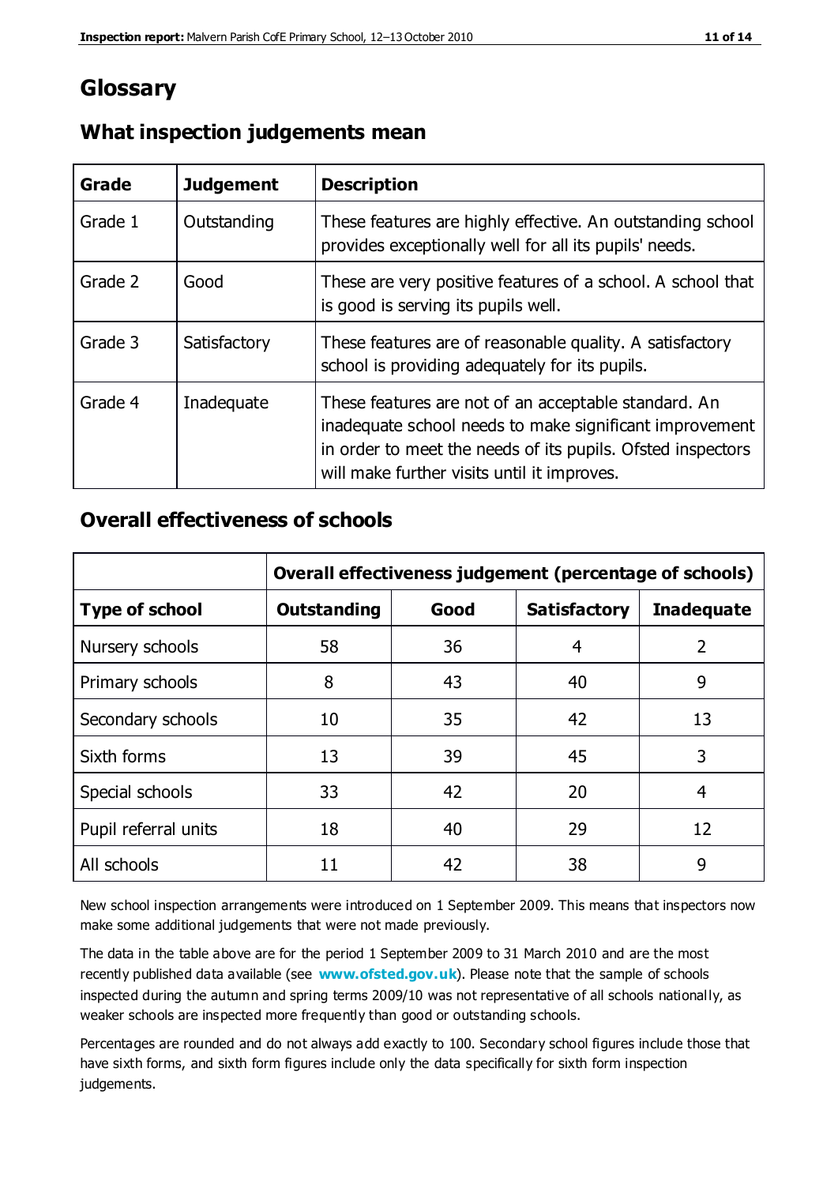# Glossary

## What inspection judgements mean

| Grade | Judgement | Description |
|---|---|---|
| Grade 1 | Outstanding | These features are highly effective. An outstanding school provides exceptionally well for all its pupils' needs. |
| Grade 2 | Good | These are very positive features of a school. A school that is good is serving its pupils well. |
| Grade 3 | Satisfactory | These features are of reasonable quality. A satisfactory school is providing adequately for its pupils. |
| Grade 4 | Inadequate | These features are not of an acceptable standard. An inadequate school needs to make significant improvement in order to meet the needs of its pupils. Ofsted inspectors will make further visits until it improves. |

## Overall effectiveness of schools

| | Overall effectiveness judgement (percentage of schools) | | | |
|---|---|---|---|---|
| **Type of school** | **Outstanding** | **Good** | **Satisfactory** | **Inadequate** |
| Nursery schools | 58 | 36 | 4 | 2 |
| Primary schools | 8 | 43 | 40 | 9 |
| Secondary schools | 10 | 35 | 42 | 13 |
| Sixth forms | 13 | 39 | 45 | 3 |
| Special schools | 33 | 42 | 20 | 4 |
| Pupil referral units | 18 | 40 | 29 | 12 |
| All schools | 11 | 42 | 38 | 9 |

New school inspection arrangements were introduced on 1 September 2009. This means that inspectors now make some additional judgements that were not made previously.

The data in the table above are for the period 1 September 2009 to 31 March 2010 and are the most recently published data available (see **www.ofsted.gov.uk**). Please note that the sample of schools inspected during the autumn and spring terms 2009/10 was not representative of all schools nationally, as weaker schools are inspected more frequently than good or outstanding schools.

Percentages are rounded and do not always add exactly to 100. Secondary school figures include those that have sixth forms, and sixth form figures include only the data specifically for sixth form inspection judgements.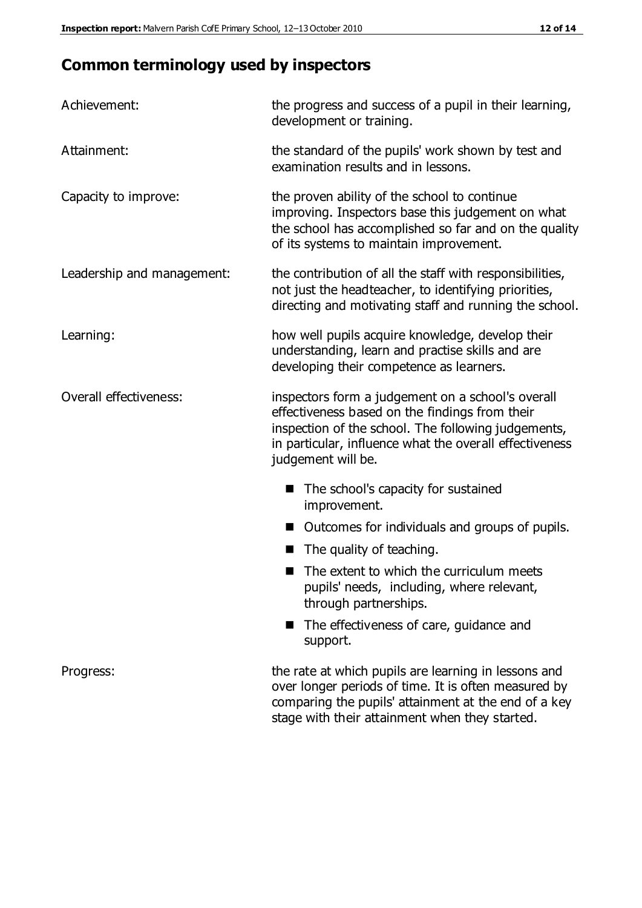# Common terminology used by inspectors

| | |
|---|---|
| Achievement: | the progress and success of a pupil in their learning, development or training. |
| Attainment: | the standard of the pupils' work shown by test and examination results and in lessons. |
| Capacity to improve: | the proven ability of the school to continue improving. Inspectors base this judgement on what the school has accomplished so far and on the quality of its systems to maintain improvement. |
| Leadership and management: | the contribution of all the staff with responsibilities, not just the headteacher, to identifying priorities, directing and motivating staff and running the school. |
| Learning: | how well pupils acquire knowledge, develop their understanding, learn and practise skills and are developing their competence as learners. |
| Overall effectiveness: | inspectors form a judgement on a school's overall effectiveness based on the findings from their inspection of the school. The following judgements, in particular, influence what the overall effectiveness judgement will be. |

- The school's capacity for sustained improvement.
- Outcomes for individuals and groups of pupils.
- The quality of teaching.
- The extent to which the curriculum meets pupils' needs, including, where relevant, through partnerships.
- The effectiveness of care, guidance and support.

| | |
|---|---|
| Progress: | the rate at which pupils are learning in lessons and over longer periods of time. It is often measured by comparing the pupils' attainment at the end of a key stage with their attainment when they started. |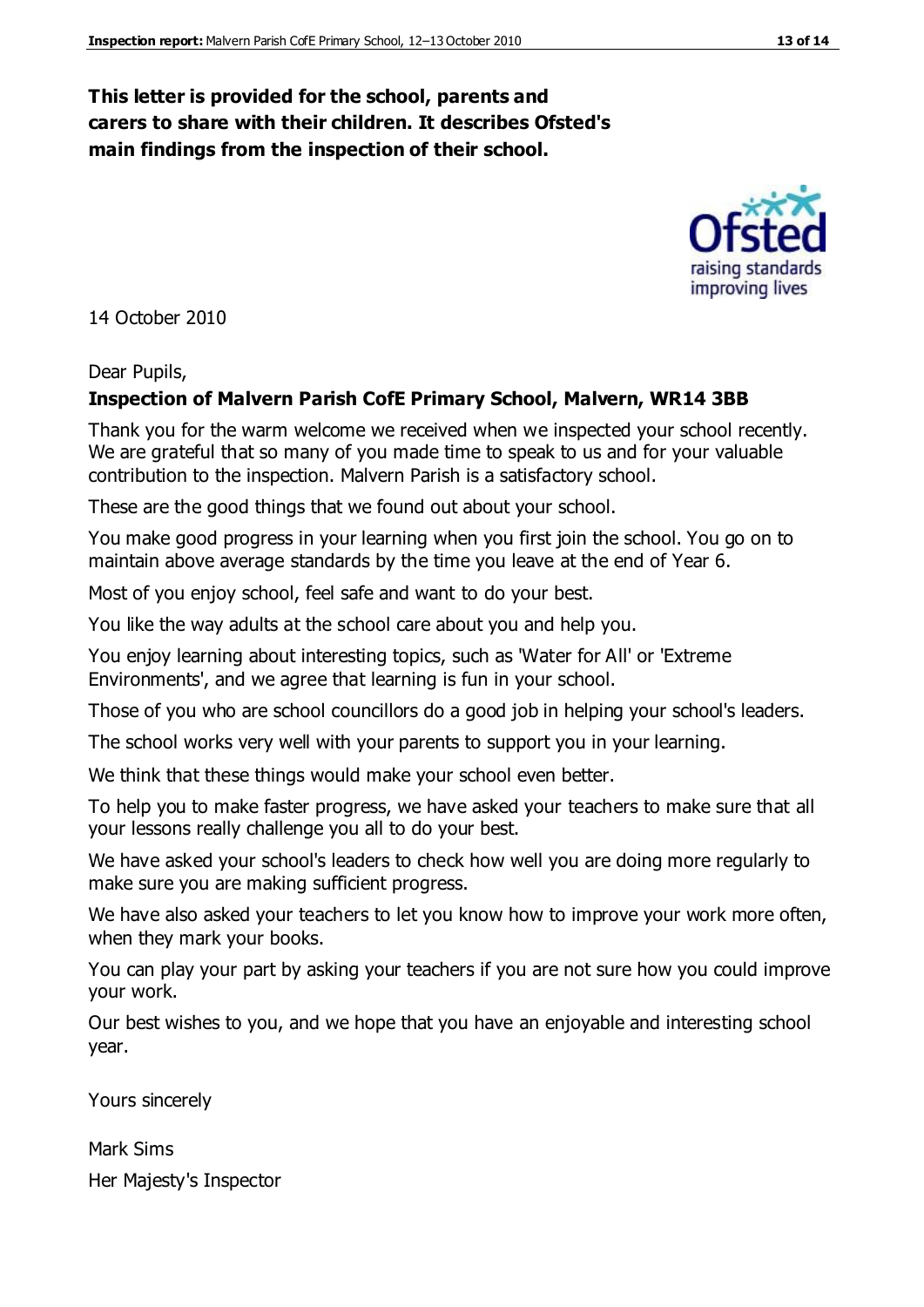**This letter is provided for the school, parents and carers to share with their children. It describes Ofsted's main findings from the inspection of their school.**

14 October 2010

Dear Pupils,

**Inspection of Malvern Parish CofE Primary School, Malvern, WR14 3BB**

Thank you for the warm welcome we received when we inspected your school recently. We are grateful that so many of you made time to speak to us and for your valuable contribution to the inspection. Malvern Parish is a satisfactory school.

These are the good things that we found out about your school.

You make good progress in your learning when you first join the school. You go on to maintain above average standards by the time you leave at the end of Year 6.

Most of you enjoy school, feel safe and want to do your best.

You like the way adults at the school care about you and help you.

You enjoy learning about interesting topics, such as 'Water for All' or 'Extreme Environments', and we agree that learning is fun in your school.

Those of you who are school councillors do a good job in helping your school's leaders.

The school works very well with your parents to support you in your learning.

We think that these things would make your school even better.

To help you to make faster progress, we have asked your teachers to make sure that all your lessons really challenge you all to do your best.

We have asked your school's leaders to check how well you are doing more regularly to make sure you are making sufficient progress.

We have also asked your teachers to let you know how to improve your work more often, when they mark your books.

You can play your part by asking your teachers if you are not sure how you could improve your work.

Our best wishes to you, and we hope that you have an enjoyable and interesting school year.

Yours sincerely

Mark Sims

Her Majesty's Inspector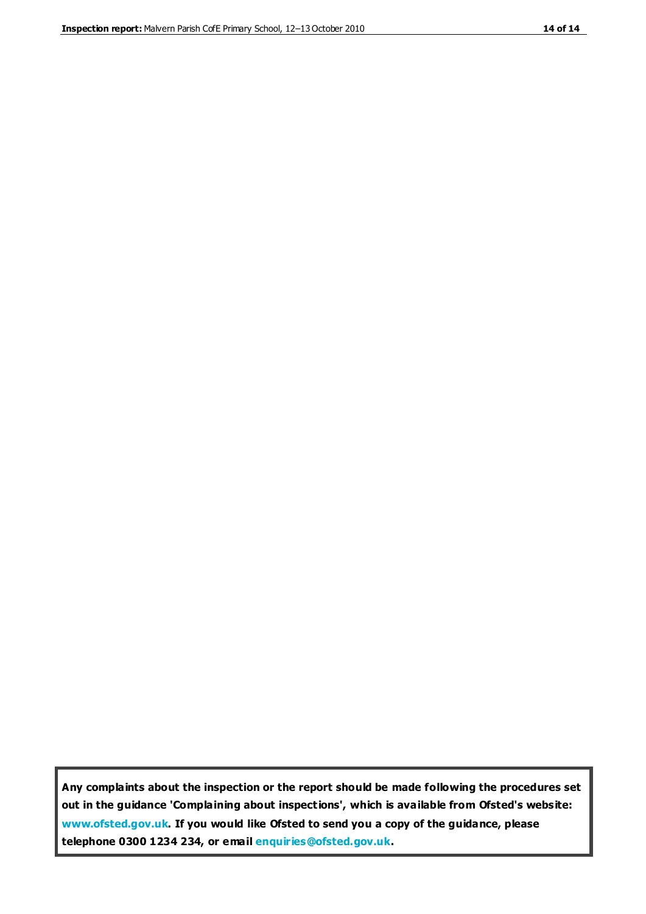**Any complaints about the inspection or the report should be made following the procedures set out in the guidance 'Complaining about inspections', which is available from Ofsted's website: www.ofsted.gov.uk. If you would like Ofsted to send you a copy of the guidance, please telephone 0300 1234 234, or email enquiries@ofsted.gov.uk.**